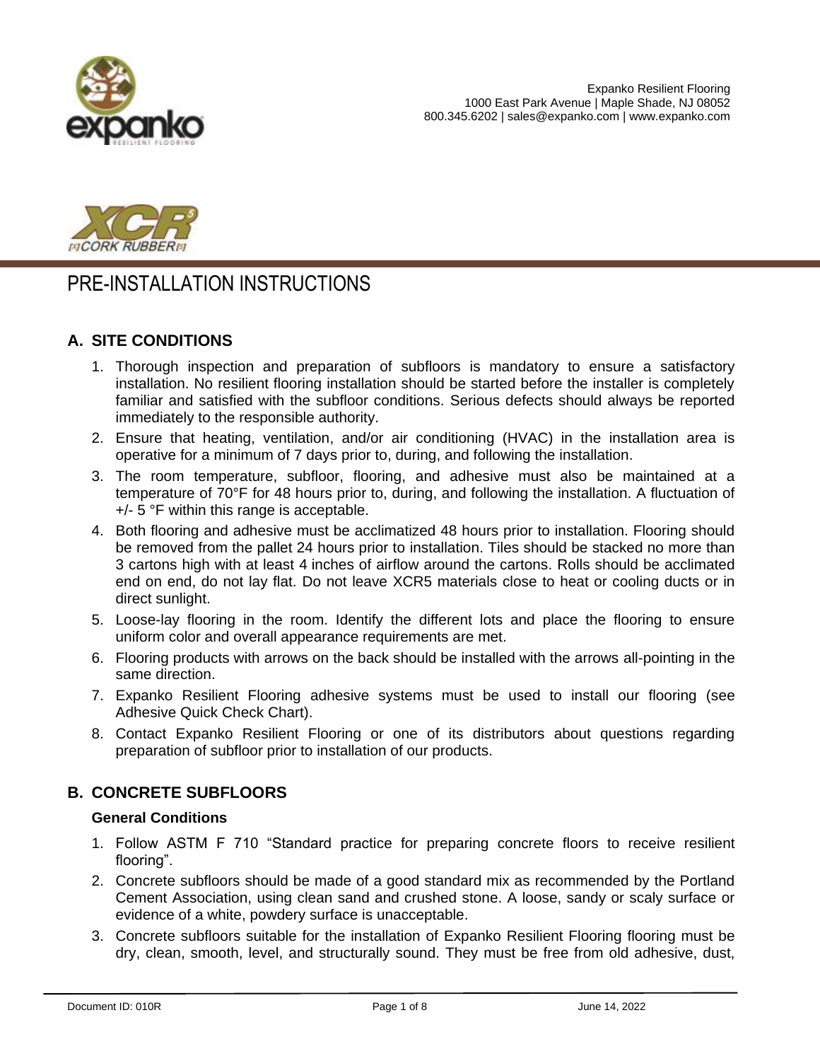Expanko Resilient Flooring
1000 East Park Avenue | Maple Shade, NJ 08052
800.345.6202 | sales@expanko.com | www.expanko.com

# PRE-INSTALLATION INSTRUCTIONS

## A. SITE CONDITIONS

1. Thorough inspection and preparation of subfloors is mandatory to ensure a satisfactory installation. No resilient flooring installation should be started before the installer is completely familiar and satisfied with the subfloor conditions. Serious defects should always be reported immediately to the responsible authority.
2. Ensure that heating, ventilation, and/or air conditioning (HVAC) in the installation area is operative for a minimum of 7 days prior to, during, and following the installation.
3. The room temperature, subfloor, flooring, and adhesive must also be maintained at a temperature of 70°F for 48 hours prior to, during, and following the installation. A fluctuation of +/- 5 °F within this range is acceptable.
4. Both flooring and adhesive must be acclimatized 48 hours prior to installation. Flooring should be removed from the pallet 24 hours prior to installation. Tiles should be stacked no more than 3 cartons high with at least 4 inches of airflow around the cartons. Rolls should be acclimated end on end, do not lay flat. Do not leave XCR5 materials close to heat or cooling ducts or in direct sunlight.
5. Loose-lay flooring in the room. Identify the different lots and place the flooring to ensure uniform color and overall appearance requirements are met.
6. Flooring products with arrows on the back should be installed with the arrows all-pointing in the same direction.
7. Expanko Resilient Flooring adhesive systems must be used to install our flooring (see Adhesive Quick Check Chart).
8. Contact Expanko Resilient Flooring or one of its distributors about questions regarding preparation of subfloor prior to installation of our products.

## B. CONCRETE SUBFLOORS

### General Conditions

1. Follow ASTM F 710 “Standard practice for preparing concrete floors to receive resilient flooring”.
2. Concrete subfloors should be made of a good standard mix as recommended by the Portland Cement Association, using clean sand and crushed stone. A loose, sandy or scaly surface or evidence of a white, powdery surface is unacceptable.
3. Concrete subfloors suitable for the installation of Expanko Resilient Flooring flooring must be dry, clean, smooth, level, and structurally sound. They must be free from old adhesive, dust,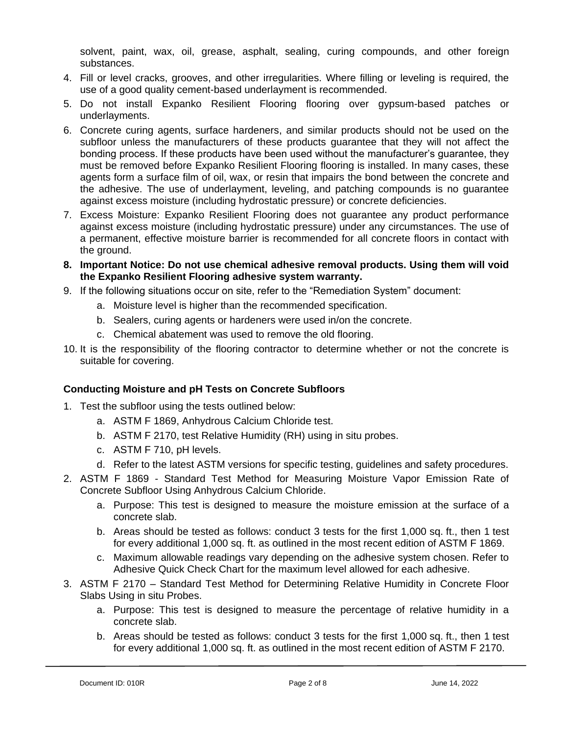solvent, paint, wax, oil, grease, asphalt, sealing, curing compounds, and other foreign substances.

4. Fill or level cracks, grooves, and other irregularities. Where filling or leveling is required, the use of a good quality cement-based underlayment is recommended.
5. Do not install Expanko Resilient Flooring flooring over gypsum-based patches or underlayments.
6. Concrete curing agents, surface hardeners, and similar products should not be used on the subfloor unless the manufacturers of these products guarantee that they will not affect the bonding process. If these products have been used without the manufacturer's guarantee, they must be removed before Expanko Resilient Flooring flooring is installed. In many cases, these agents form a surface film of oil, wax, or resin that impairs the bond between the concrete and the adhesive. The use of underlayment, leveling, and patching compounds is no guarantee against excess moisture (including hydrostatic pressure) or concrete deficiencies.
7. Excess Moisture: Expanko Resilient Flooring does not guarantee any product performance against excess moisture (including hydrostatic pressure) under any circumstances. The use of a permanent, effective moisture barrier is recommended for all concrete floors in contact with the ground.
8. **Important Notice: Do not use chemical adhesive removal products. Using them will void the Expanko Resilient Flooring adhesive system warranty.**
9. If the following situations occur on site, refer to the "Remediation System" document:
   a. Moisture level is higher than the recommended specification.
   b. Sealers, curing agents or hardeners were used in/on the concrete.
   c. Chemical abatement was used to remove the old flooring.
10. It is the responsibility of the flooring contractor to determine whether or not the concrete is suitable for covering.

### Conducting Moisture and pH Tests on Concrete Subfloors

1. Test the subfloor using the tests outlined below:
   a. ASTM F 1869, Anhydrous Calcium Chloride test.
   b. ASTM F 2170, test Relative Humidity (RH) using in situ probes.
   c. ASTM F 710, pH levels.
   d. Refer to the latest ASTM versions for specific testing, guidelines and safety procedures.
2. ASTM F 1869 - Standard Test Method for Measuring Moisture Vapor Emission Rate of Concrete Subfloor Using Anhydrous Calcium Chloride.
   a. Purpose: This test is designed to measure the moisture emission at the surface of a concrete slab.
   b. Areas should be tested as follows: conduct 3 tests for the first 1,000 sq. ft., then 1 test for every additional 1,000 sq. ft. as outlined in the most recent edition of ASTM F 1869.
   c. Maximum allowable readings vary depending on the adhesive system chosen. Refer to Adhesive Quick Check Chart for the maximum level allowed for each adhesive.
3. ASTM F 2170 – Standard Test Method for Determining Relative Humidity in Concrete Floor Slabs Using in situ Probes.
   a. Purpose: This test is designed to measure the percentage of relative humidity in a concrete slab.
   b. Areas should be tested as follows: conduct 3 tests for the first 1,000 sq. ft., then 1 test for every additional 1,000 sq. ft. as outlined in the most recent edition of ASTM F 2170.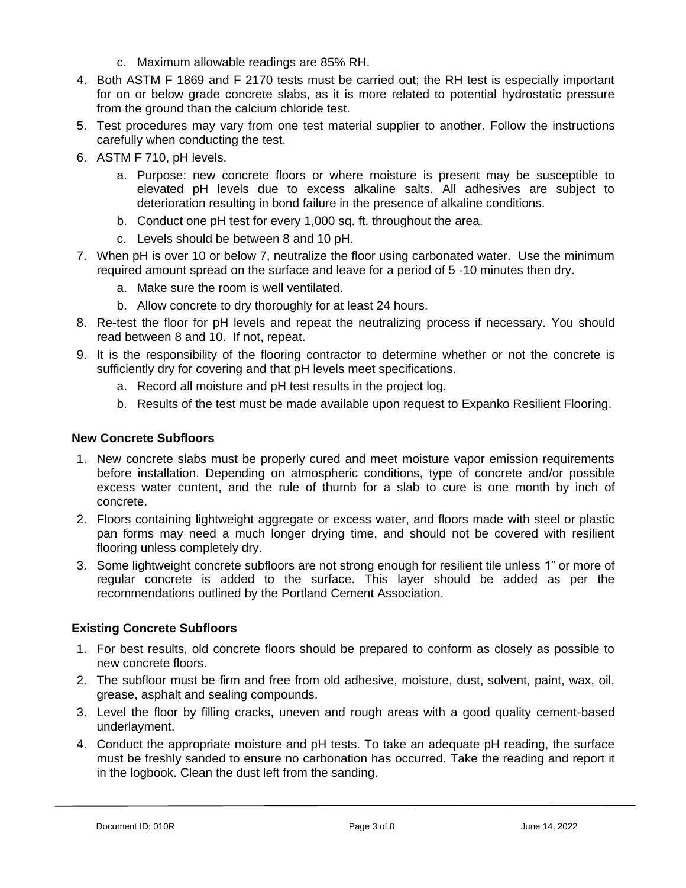c. Maximum allowable readings are 85% RH.

4. Both ASTM F 1869 and F 2170 tests must be carried out; the RH test is especially important for on or below grade concrete slabs, as it is more related to potential hydrostatic pressure from the ground than the calcium chloride test.
5. Test procedures may vary from one test material supplier to another. Follow the instructions carefully when conducting the test.
6. ASTM F 710, pH levels.
   a. Purpose: new concrete floors or where moisture is present may be susceptible to elevated pH levels due to excess alkaline salts. All adhesives are subject to deterioration resulting in bond failure in the presence of alkaline conditions.
   b. Conduct one pH test for every 1,000 sq. ft. throughout the area.
   c. Levels should be between 8 and 10 pH.
7. When pH is over 10 or below 7, neutralize the floor using carbonated water. Use the minimum required amount spread on the surface and leave for a period of 5 -10 minutes then dry.
   a. Make sure the room is well ventilated.
   b. Allow concrete to dry thoroughly for at least 24 hours.
8. Re-test the floor for pH levels and repeat the neutralizing process if necessary. You should read between 8 and 10. If not, repeat.
9. It is the responsibility of the flooring contractor to determine whether or not the concrete is sufficiently dry for covering and that pH levels meet specifications.
   a. Record all moisture and pH test results in the project log.
   b. Results of the test must be made available upon request to Expanko Resilient Flooring.

### New Concrete Subfloors

1. New concrete slabs must be properly cured and meet moisture vapor emission requirements before installation. Depending on atmospheric conditions, type of concrete and/or possible excess water content, and the rule of thumb for a slab to cure is one month by inch of concrete.
2. Floors containing lightweight aggregate or excess water, and floors made with steel or plastic pan forms may need a much longer drying time, and should not be covered with resilient flooring unless completely dry.
3. Some lightweight concrete subfloors are not strong enough for resilient tile unless 1” or more of regular concrete is added to the surface. This layer should be added as per the recommendations outlined by the Portland Cement Association.

### Existing Concrete Subfloors

1. For best results, old concrete floors should be prepared to conform as closely as possible to new concrete floors.
2. The subfloor must be firm and free from old adhesive, moisture, dust, solvent, paint, wax, oil, grease, asphalt and sealing compounds.
3. Level the floor by filling cracks, uneven and rough areas with a good quality cement-based underlayment.
4. Conduct the appropriate moisture and pH tests. To take an adequate pH reading, the surface must be freshly sanded to ensure no carbonation has occurred. Take the reading and report it in the logbook. Clean the dust left from the sanding.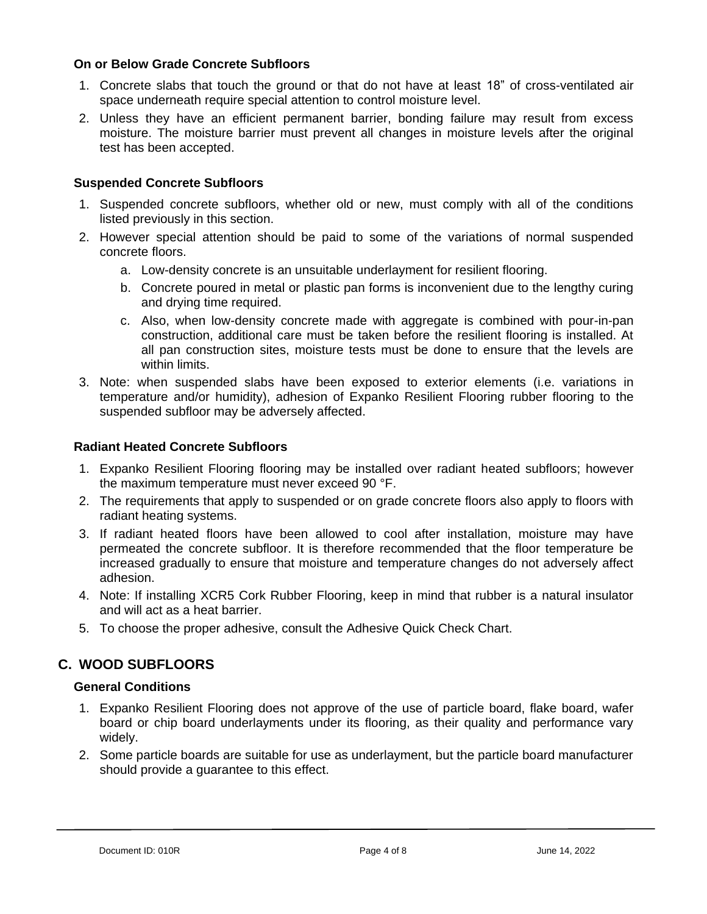### On or Below Grade Concrete Subfloors

1. Concrete slabs that touch the ground or that do not have at least 18" of cross-ventilated air space underneath require special attention to control moisture level.
2. Unless they have an efficient permanent barrier, bonding failure may result from excess moisture. The moisture barrier must prevent all changes in moisture levels after the original test has been accepted.

### Suspended Concrete Subfloors

1. Suspended concrete subfloors, whether old or new, must comply with all of the conditions listed previously in this section.
2. However special attention should be paid to some of the variations of normal suspended concrete floors.
   a. Low-density concrete is an unsuitable underlayment for resilient flooring.
   b. Concrete poured in metal or plastic pan forms is inconvenient due to the lengthy curing and drying time required.
   c. Also, when low-density concrete made with aggregate is combined with pour-in-pan construction, additional care must be taken before the resilient flooring is installed. At all pan construction sites, moisture tests must be done to ensure that the levels are within limits.
3. Note: when suspended slabs have been exposed to exterior elements (i.e. variations in temperature and/or humidity), adhesion of Expanko Resilient Flooring rubber flooring to the suspended subfloor may be adversely affected.

### Radiant Heated Concrete Subfloors

1. Expanko Resilient Flooring flooring may be installed over radiant heated subfloors; however the maximum temperature must never exceed 90 °F.
2. The requirements that apply to suspended or on grade concrete floors also apply to floors with radiant heating systems.
3. If radiant heated floors have been allowed to cool after installation, moisture may have permeated the concrete subfloor. It is therefore recommended that the floor temperature be increased gradually to ensure that moisture and temperature changes do not adversely affect adhesion.
4. Note: If installing XCR5 Cork Rubber Flooring, keep in mind that rubber is a natural insulator and will act as a heat barrier.
5. To choose the proper adhesive, consult the Adhesive Quick Check Chart.

## C. WOOD SUBFLOORS

### General Conditions

1. Expanko Resilient Flooring does not approve of the use of particle board, flake board, wafer board or chip board underlayments under its flooring, as their quality and performance vary widely.
2. Some particle boards are suitable for use as underlayment, but the particle board manufacturer should provide a guarantee to this effect.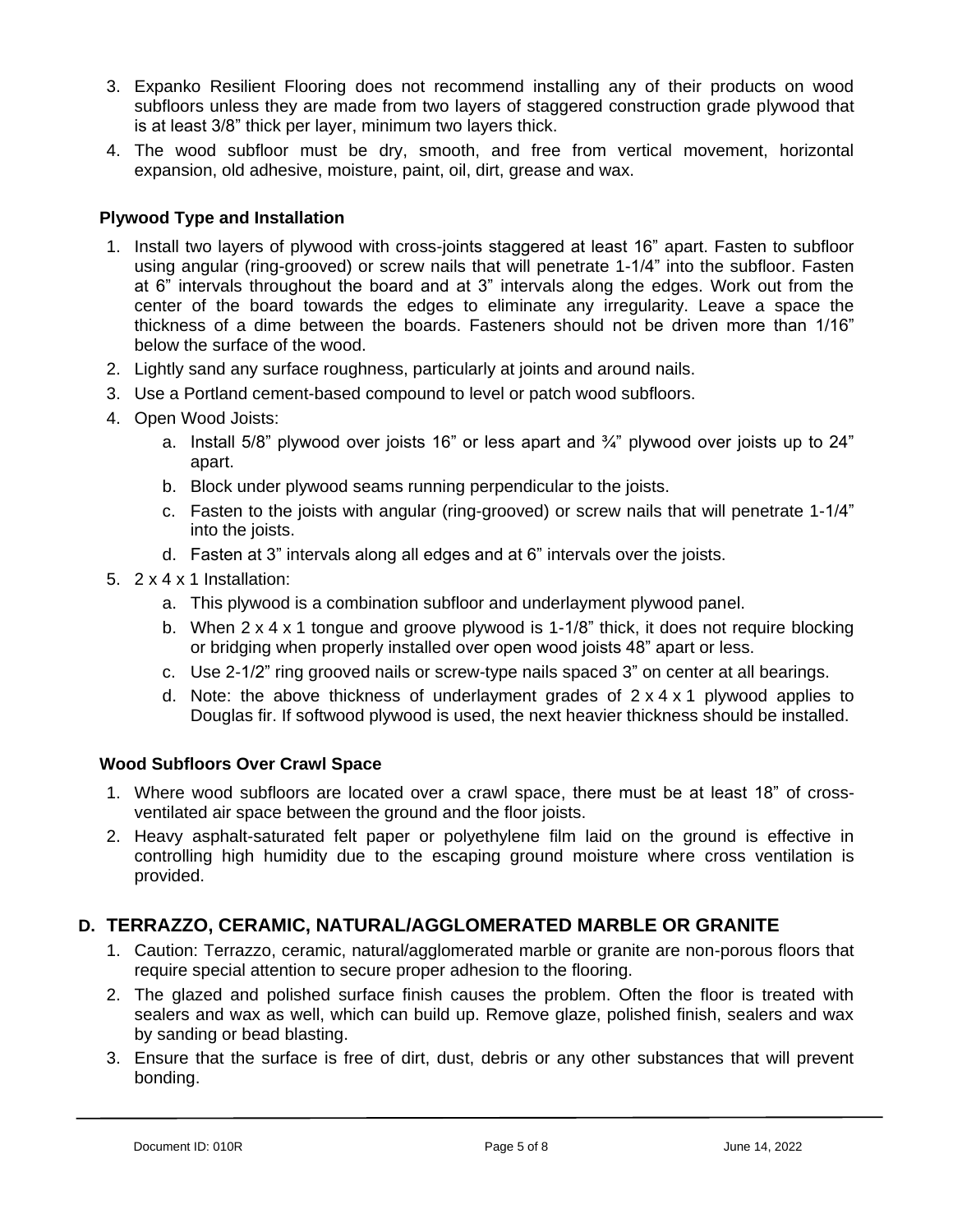3. Expanko Resilient Flooring does not recommend installing any of their products on wood subfloors unless they are made from two layers of staggered construction grade plywood that is at least 3/8" thick per layer, minimum two layers thick.
4. The wood subfloor must be dry, smooth, and free from vertical movement, horizontal expansion, old adhesive, moisture, paint, oil, dirt, grease and wax.

**Plywood Type and Installation**

1. Install two layers of plywood with cross-joints staggered at least 16" apart. Fasten to subfloor using angular (ring-grooved) or screw nails that will penetrate 1-1/4" into the subfloor. Fasten at 6" intervals throughout the board and at 3" intervals along the edges. Work out from the center of the board towards the edges to eliminate any irregularity. Leave a space the thickness of a dime between the boards. Fasteners should not be driven more than 1/16" below the surface of the wood.
2. Lightly sand any surface roughness, particularly at joints and around nails.
3. Use a Portland cement-based compound to level or patch wood subfloors.
4. Open Wood Joists:
   a. Install 5/8" plywood over joists 16" or less apart and ¾" plywood over joists up to 24" apart.
   b. Block under plywood seams running perpendicular to the joists.
   c. Fasten to the joists with angular (ring-grooved) or screw nails that will penetrate 1-1/4" into the joists.
   d. Fasten at 3" intervals along all edges and at 6" intervals over the joists.
5. 2 x 4 x 1 Installation:
   a. This plywood is a combination subfloor and underlayment plywood panel.
   b. When 2 x 4 x 1 tongue and groove plywood is 1-1/8" thick, it does not require blocking or bridging when properly installed over open wood joists 48" apart or less.
   c. Use 2-1/2" ring grooved nails or screw-type nails spaced 3" on center at all bearings.
   d. Note: the above thickness of underlayment grades of 2 x 4 x 1 plywood applies to Douglas fir. If softwood plywood is used, the next heavier thickness should be installed.

**Wood Subfloors Over Crawl Space**

1. Where wood subfloors are located over a crawl space, there must be at least 18" of cross-ventilated air space between the ground and the floor joists.
2. Heavy asphalt-saturated felt paper or polyethylene film laid on the ground is effective in controlling high humidity due to the escaping ground moisture where cross ventilation is provided.

## D. TERRAZZO, CERAMIC, NATURAL/AGGLOMERATED MARBLE OR GRANITE

1. Caution: Terrazzo, ceramic, natural/agglomerated marble or granite are non-porous floors that require special attention to secure proper adhesion to the flooring.
2. The glazed and polished surface finish causes the problem. Often the floor is treated with sealers and wax as well, which can build up. Remove glaze, polished finish, sealers and wax by sanding or bead blasting.
3. Ensure that the surface is free of dirt, dust, debris or any other substances that will prevent bonding.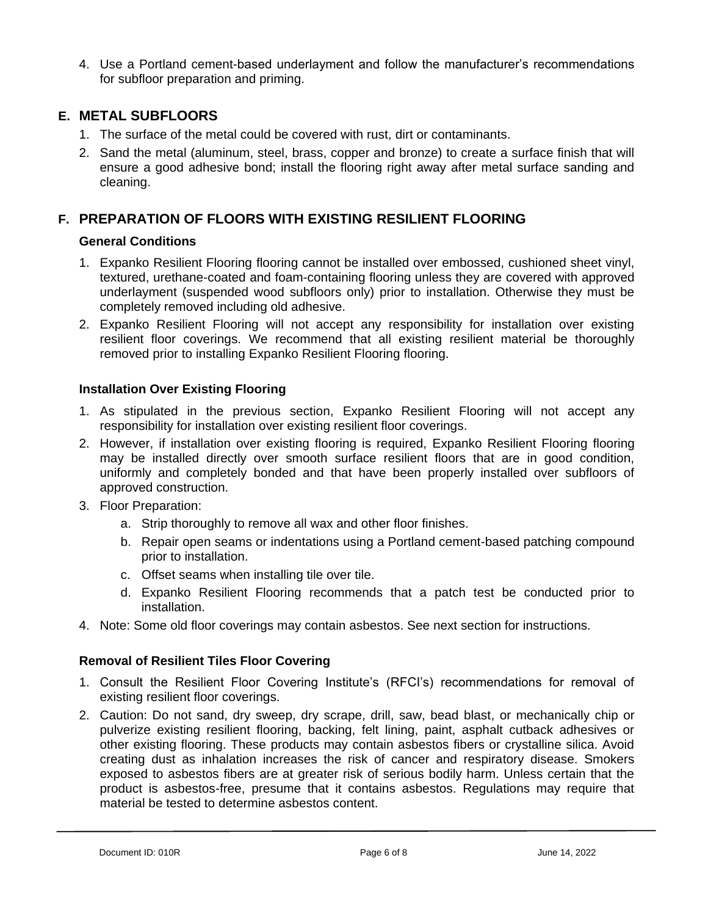4. Use a Portland cement-based underlayment and follow the manufacturer's recommendations for subfloor preparation and priming.

## E. METAL SUBFLOORS

1. The surface of the metal could be covered with rust, dirt or contaminants.
2. Sand the metal (aluminum, steel, brass, copper and bronze) to create a surface finish that will ensure a good adhesive bond; install the flooring right away after metal surface sanding and cleaning.

## F. PREPARATION OF FLOORS WITH EXISTING RESILIENT FLOORING

### General Conditions

1. Expanko Resilient Flooring flooring cannot be installed over embossed, cushioned sheet vinyl, textured, urethane-coated and foam-containing flooring unless they are covered with approved underlayment (suspended wood subfloors only) prior to installation. Otherwise they must be completely removed including old adhesive.
2. Expanko Resilient Flooring will not accept any responsibility for installation over existing resilient floor coverings. We recommend that all existing resilient material be thoroughly removed prior to installing Expanko Resilient Flooring flooring.

### Installation Over Existing Flooring

1. As stipulated in the previous section, Expanko Resilient Flooring will not accept any responsibility for installation over existing resilient floor coverings.
2. However, if installation over existing flooring is required, Expanko Resilient Flooring flooring may be installed directly over smooth surface resilient floors that are in good condition, uniformly and completely bonded and that have been properly installed over subfloors of approved construction.
3. Floor Preparation:
   a. Strip thoroughly to remove all wax and other floor finishes.
   b. Repair open seams or indentations using a Portland cement-based patching compound prior to installation.
   c. Offset seams when installing tile over tile.
   d. Expanko Resilient Flooring recommends that a patch test be conducted prior to installation.
4. Note: Some old floor coverings may contain asbestos. See next section for instructions.

### Removal of Resilient Tiles Floor Covering

1. Consult the Resilient Floor Covering Institute's (RFCI's) recommendations for removal of existing resilient floor coverings.
2. Caution: Do not sand, dry sweep, dry scrape, drill, saw, bead blast, or mechanically chip or pulverize existing resilient flooring, backing, felt lining, paint, asphalt cutback adhesives or other existing flooring. These products may contain asbestos fibers or crystalline silica. Avoid creating dust as inhalation increases the risk of cancer and respiratory disease. Smokers exposed to asbestos fibers are at greater risk of serious bodily harm. Unless certain that the product is asbestos-free, presume that it contains asbestos. Regulations may require that material be tested to determine asbestos content.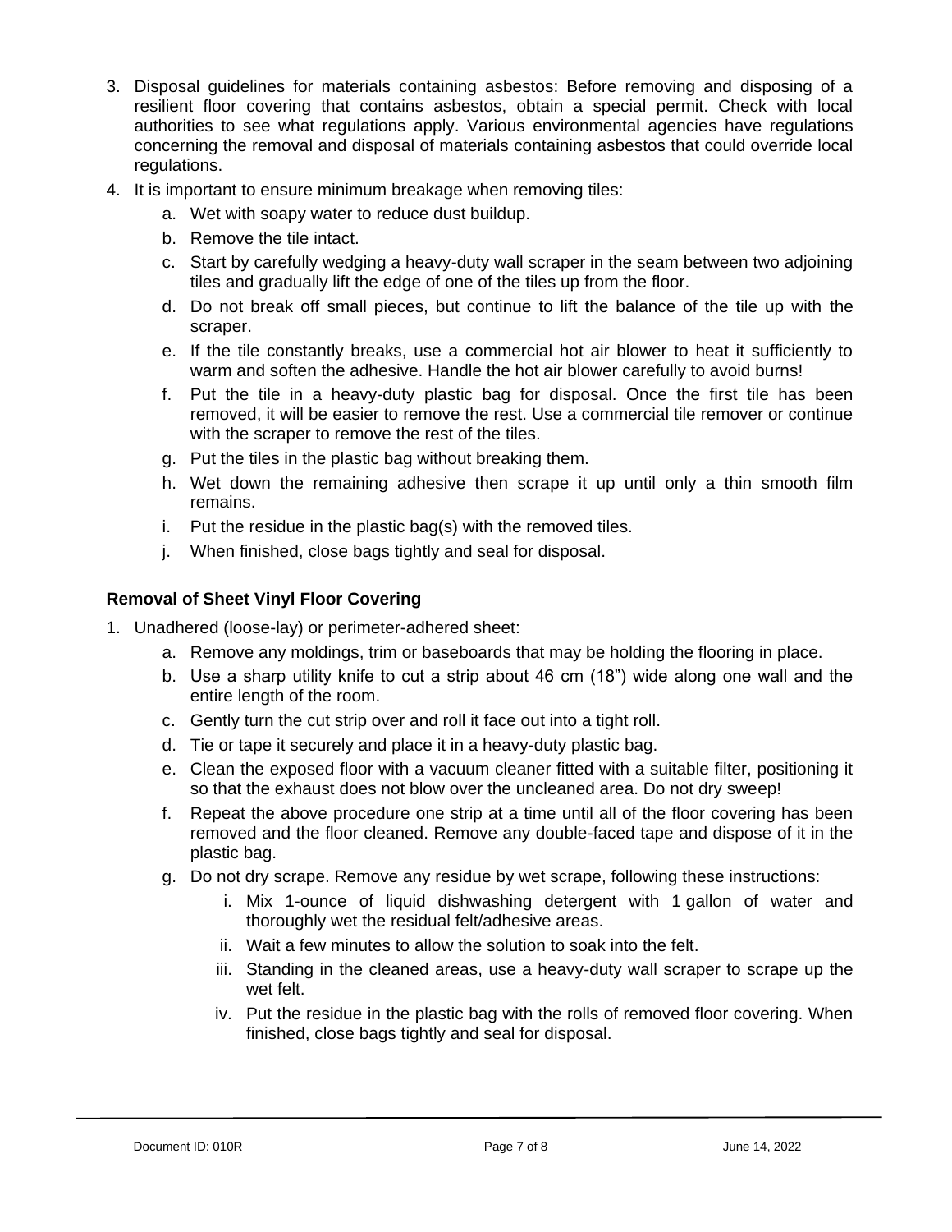3. Disposal guidelines for materials containing asbestos: Before removing and disposing of a resilient floor covering that contains asbestos, obtain a special permit. Check with local authorities to see what regulations apply. Various environmental agencies have regulations concerning the removal and disposal of materials containing asbestos that could override local regulations.
4. It is important to ensure minimum breakage when removing tiles:
    a. Wet with soapy water to reduce dust buildup.
    b. Remove the tile intact.
    c. Start by carefully wedging a heavy-duty wall scraper in the seam between two adjoining tiles and gradually lift the edge of one of the tiles up from the floor.
    d. Do not break off small pieces, but continue to lift the balance of the tile up with the scraper.
    e. If the tile constantly breaks, use a commercial hot air blower to heat it sufficiently to warm and soften the adhesive. Handle the hot air blower carefully to avoid burns!
    f. Put the tile in a heavy-duty plastic bag for disposal. Once the first tile has been removed, it will be easier to remove the rest. Use a commercial tile remover or continue with the scraper to remove the rest of the tiles.
    g. Put the tiles in the plastic bag without breaking them.
    h. Wet down the remaining adhesive then scrape it up until only a thin smooth film remains.
    i. Put the residue in the plastic bag(s) with the removed tiles.
    j. When finished, close bags tightly and seal for disposal.

**Removal of Sheet Vinyl Floor Covering**

1. Unadhered (loose-lay) or perimeter-adhered sheet:
    a. Remove any moldings, trim or baseboards that may be holding the flooring in place.
    b. Use a sharp utility knife to cut a strip about 46 cm (18”) wide along one wall and the entire length of the room.
    c. Gently turn the cut strip over and roll it face out into a tight roll.
    d. Tie or tape it securely and place it in a heavy-duty plastic bag.
    e. Clean the exposed floor with a vacuum cleaner fitted with a suitable filter, positioning it so that the exhaust does not blow over the uncleaned area. Do not dry sweep!
    f. Repeat the above procedure one strip at a time until all of the floor covering has been removed and the floor cleaned. Remove any double-faced tape and dispose of it in the plastic bag.
    g. Do not dry scrape. Remove any residue by wet scrape, following these instructions:
        i. Mix 1-ounce of liquid dishwashing detergent with 1 gallon of water and thoroughly wet the residual felt/adhesive areas.
        ii. Wait a few minutes to allow the solution to soak into the felt.
        iii. Standing in the cleaned areas, use a heavy-duty wall scraper to scrape up the wet felt.
        iv. Put the residue in the plastic bag with the rolls of removed floor covering. When finished, close bags tightly and seal for disposal.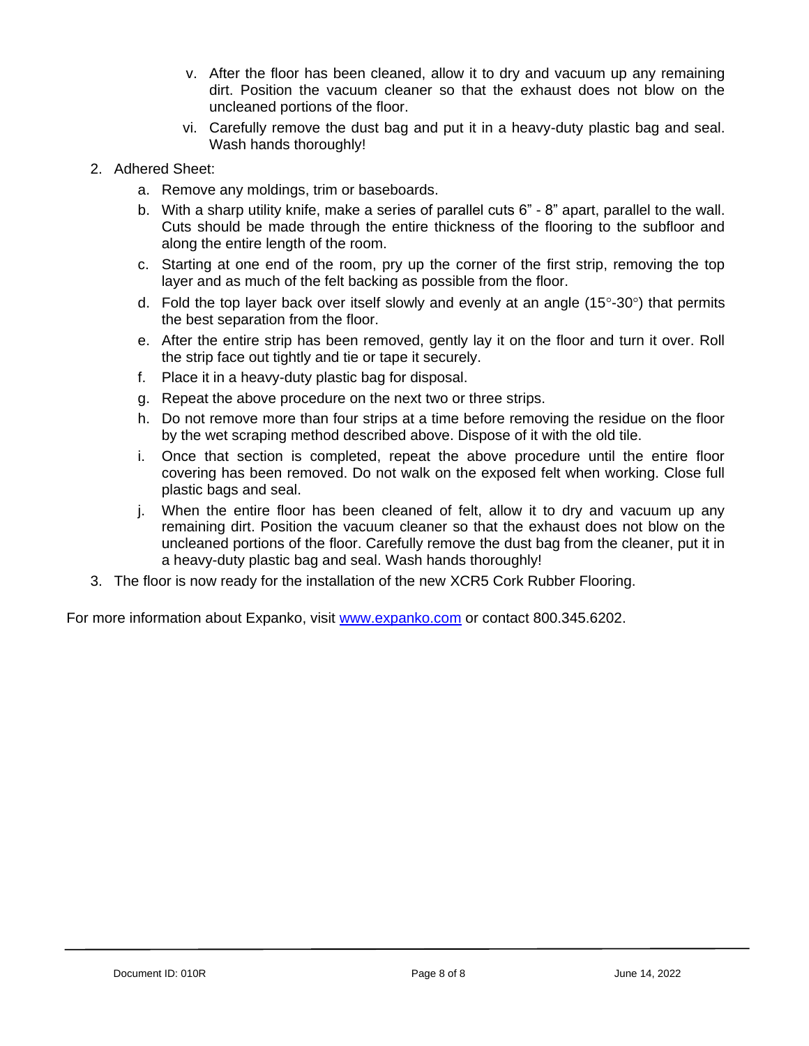v. After the floor has been cleaned, allow it to dry and vacuum up any remaining dirt. Position the vacuum cleaner so that the exhaust does not blow on the uncleaned portions of the floor.
   vi. Carefully remove the dust bag and put it in a heavy-duty plastic bag and seal. Wash hands thoroughly!

2. Adhered Sheet:
   a. Remove any moldings, trim or baseboards.
   b. With a sharp utility knife, make a series of parallel cuts 6" - 8" apart, parallel to the wall. Cuts should be made through the entire thickness of the flooring to the subfloor and along the entire length of the room.
   c. Starting at one end of the room, pry up the corner of the first strip, removing the top layer and as much of the felt backing as possible from the floor.
   d. Fold the top layer back over itself slowly and evenly at an angle (15°-30°) that permits the best separation from the floor.
   e. After the entire strip has been removed, gently lay it on the floor and turn it over. Roll the strip face out tightly and tie or tape it securely.
   f. Place it in a heavy-duty plastic bag for disposal.
   g. Repeat the above procedure on the next two or three strips.
   h. Do not remove more than four strips at a time before removing the residue on the floor by the wet scraping method described above. Dispose of it with the old tile.
   i. Once that section is completed, repeat the above procedure until the entire floor covering has been removed. Do not walk on the exposed felt when working. Close full plastic bags and seal.
   j. When the entire floor has been cleaned of felt, allow it to dry and vacuum up any remaining dirt. Position the vacuum cleaner so that the exhaust does not blow on the uncleaned portions of the floor. Carefully remove the dust bag from the cleaner, put it in a heavy-duty plastic bag and seal. Wash hands thoroughly!

3. The floor is now ready for the installation of the new XCR5 Cork Rubber Flooring.

For more information about Expanko, visit [www.expanko.com](http://www.expanko.com) or contact 800.345.6202.